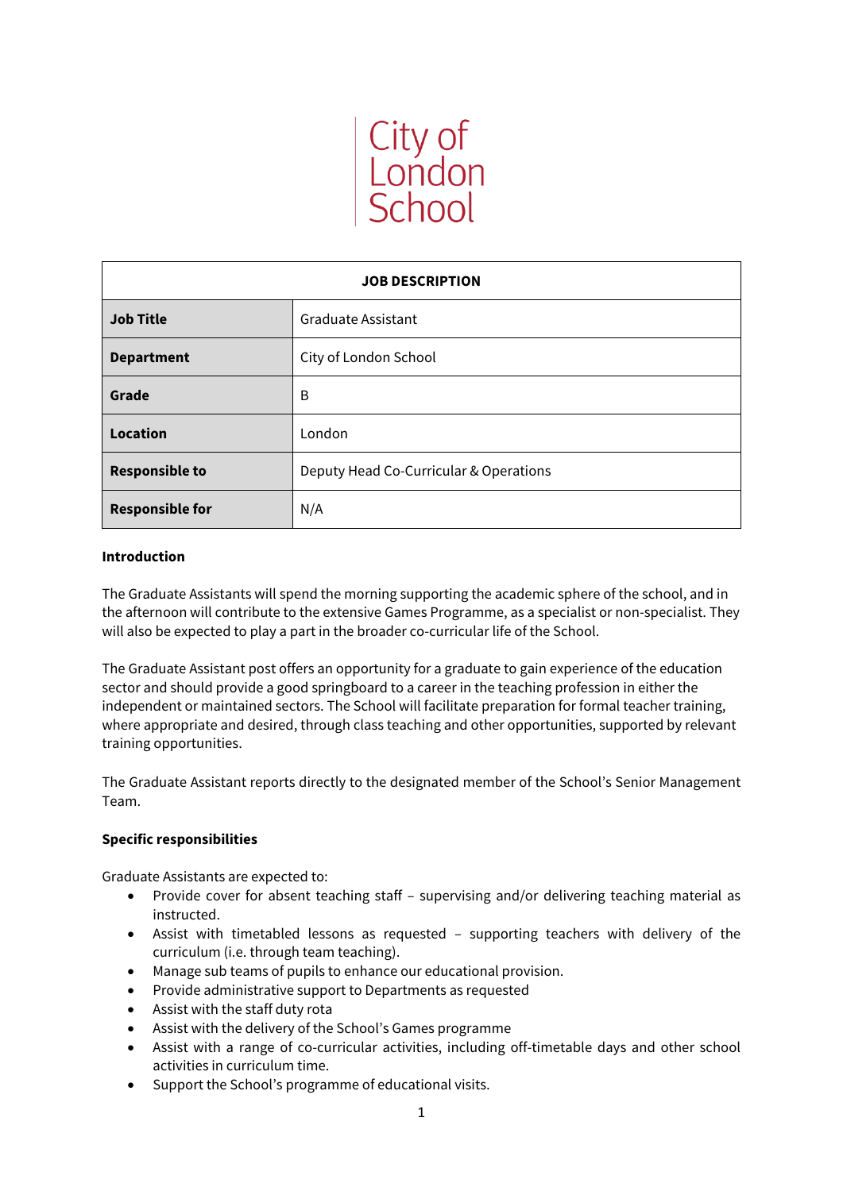City of London School

| JOB DESCRIPTION | |
|---|---|
| **Job Title** | Graduate Assistant |
| **Department** | City of London School |
| **Grade** | B |
| **Location** | London |
| **Responsible to** | Deputy Head Co-Curricular & Operations |
| **Responsible for** | N/A |

**Introduction**

The Graduate Assistants will spend the morning supporting the academic sphere of the school, and in the afternoon will contribute to the extensive Games Programme, as a specialist or non-specialist. They will also be expected to play a part in the broader co-curricular life of the School.

The Graduate Assistant post offers an opportunity for a graduate to gain experience of the education sector and should provide a good springboard to a career in the teaching profession in either the independent or maintained sectors. The School will facilitate preparation for formal teacher training, where appropriate and desired, through class teaching and other opportunities, supported by relevant training opportunities.

The Graduate Assistant reports directly to the designated member of the School's Senior Management Team.

**Specific responsibilities**

Graduate Assistants are expected to:

- Provide cover for absent teaching staff – supervising and/or delivering teaching material as instructed.
- Assist with timetabled lessons as requested – supporting teachers with delivery of the curriculum (i.e. through team teaching).
- Manage sub teams of pupils to enhance our educational provision.
- Provide administrative support to Departments as requested
- Assist with the staff duty rota
- Assist with the delivery of the School's Games programme
- Assist with a range of co-curricular activities, including off-timetable days and other school activities in curriculum time.
- Support the School's programme of educational visits.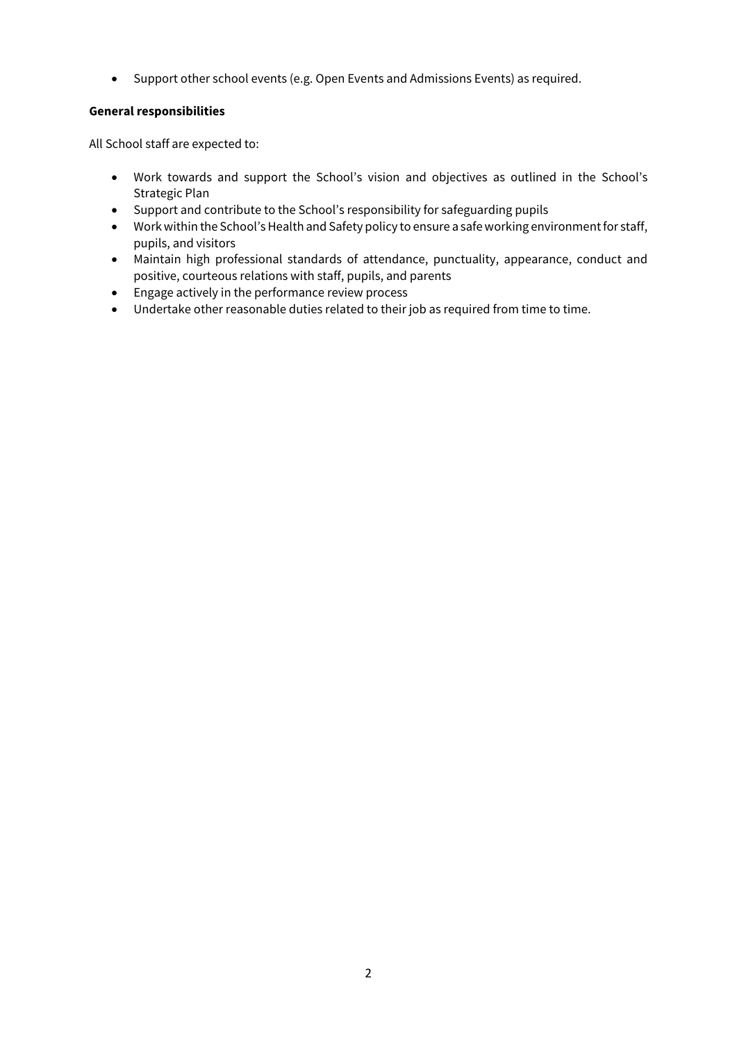- Support other school events (e.g. Open Events and Admissions Events) as required.

**General responsibilities**

All School staff are expected to:

- Work towards and support the School's vision and objectives as outlined in the School's Strategic Plan
- Support and contribute to the School's responsibility for safeguarding pupils
- Work within the School's Health and Safety policy to ensure a safe working environment for staff, pupils, and visitors
- Maintain high professional standards of attendance, punctuality, appearance, conduct and positive, courteous relations with staff, pupils, and parents
- Engage actively in the performance review process
- Undertake other reasonable duties related to their job as required from time to time.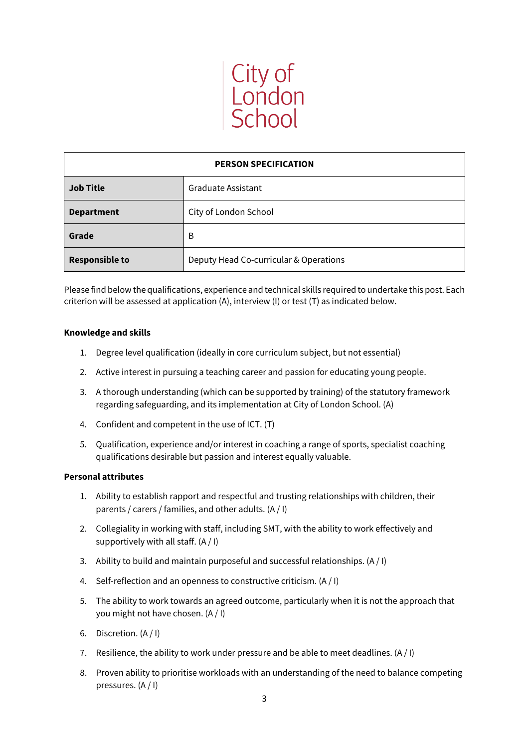City of London School

| PERSON SPECIFICATION | |
|---|---|
| **Job Title** | Graduate Assistant |
| **Department** | City of London School |
| **Grade** | B |
| **Responsible to** | Deputy Head Co-curricular & Operations |

Please find below the qualifications, experience and technical skills required to undertake this post. Each criterion will be assessed at application (A), interview (I) or test (T) as indicated below.

**Knowledge and skills**

1. Degree level qualification (ideally in core curriculum subject, but not essential)
2. Active interest in pursuing a teaching career and passion for educating young people.
3. A thorough understanding (which can be supported by training) of the statutory framework regarding safeguarding, and its implementation at City of London School. (A)
4. Confident and competent in the use of ICT. (T)
5. Qualification, experience and/or interest in coaching a range of sports, specialist coaching qualifications desirable but passion and interest equally valuable.

**Personal attributes**

1. Ability to establish rapport and respectful and trusting relationships with children, their parents / carers / families, and other adults. (A / I)
2. Collegiality in working with staff, including SMT, with the ability to work effectively and supportively with all staff. (A / I)
3. Ability to build and maintain purposeful and successful relationships. (A / I)
4. Self-reflection and an openness to constructive criticism. (A / I)
5. The ability to work towards an agreed outcome, particularly when it is not the approach that you might not have chosen. (A / I)
6. Discretion. (A / I)
7. Resilience, the ability to work under pressure and be able to meet deadlines. (A / I)
8. Proven ability to prioritise workloads with an understanding of the need to balance competing pressures. (A / I)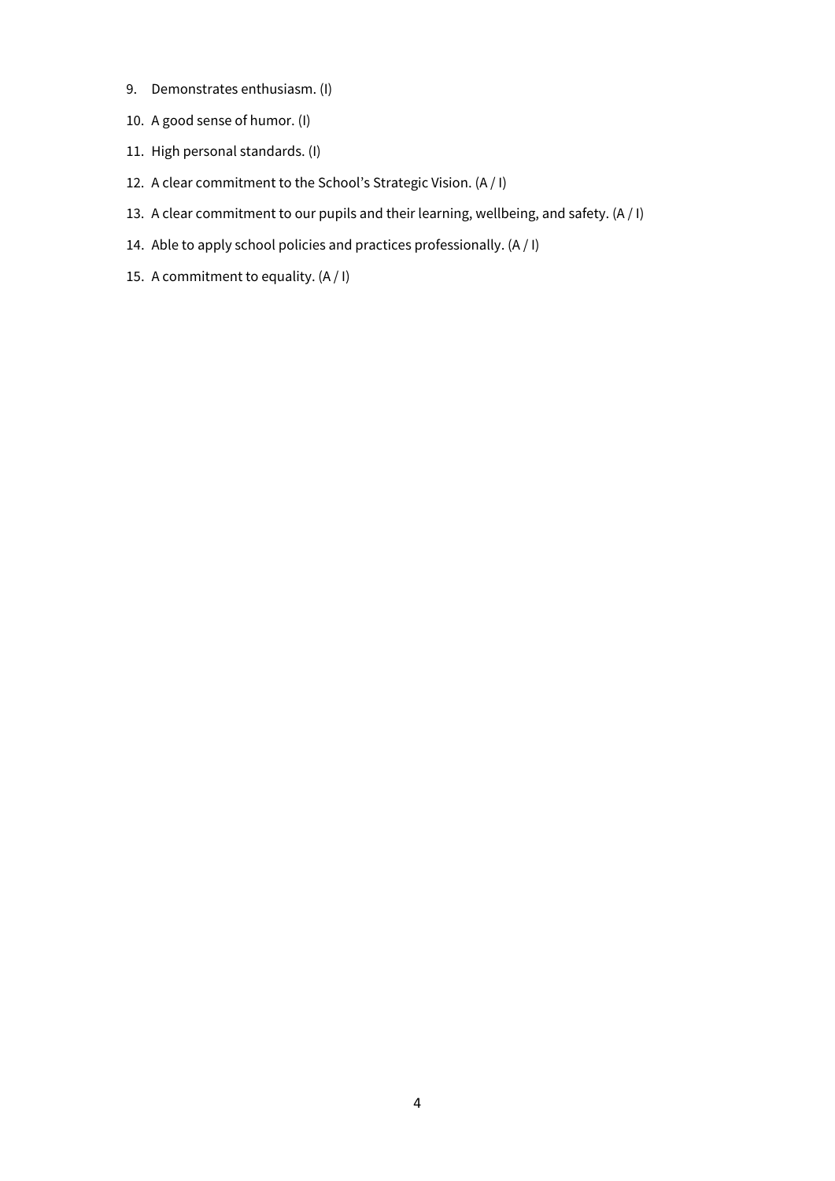9. Demonstrates enthusiasm. (I)
10. A good sense of humor. (I)
11. High personal standards. (I)
12. A clear commitment to the School's Strategic Vision. (A / I)
13. A clear commitment to our pupils and their learning, wellbeing, and safety. (A / I)
14. Able to apply school policies and practices professionally. (A / I)
15. A commitment to equality. (A / I)